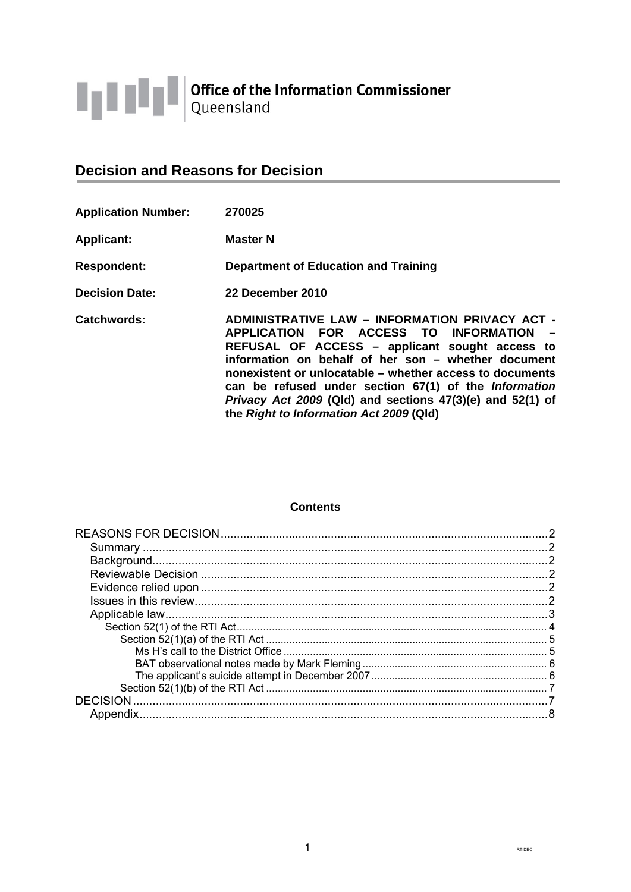Office of the Information Commissioner
Queensland

## Decision and Reasons for Decision

| | |
|---|---|
| **Application Number:** | **270025** |
| **Applicant:** | **Master N** |
| **Respondent:** | **Department of Education and Training** |
| **Decision Date:** | **22 December 2010** |
| **Catchwords:** | **ADMINISTRATIVE LAW – INFORMATION PRIVACY ACT - APPLICATION FOR ACCESS TO INFORMATION – REFUSAL OF ACCESS – applicant sought access to information on behalf of her son – whether document nonexistent or unlocatable – whether access to documents can be refused under section 67(1) of the *Information Privacy Act 2009* (Qld) and sections 47(3)(e) and 52(1) of the *Right to Information Act 2009* (Qld)** |

**Contents**

- REASONS FOR DECISION ........ 2
  - Summary ........ 2
  - Background ........ 2
  - Reviewable Decision ........ 2
  - Evidence relied upon ........ 2
  - Issues in this review ........ 2
  - Applicable law ........ 3
    - Section 52(1) of the RTI Act ........ 4
      - Section 52(1)(a) of the RTI Act ........ 5
        - Ms H's call to the District Office ........ 5
        - BAT observational notes made by Mark Fleming ........ 6
        - The applicant's suicide attempt in December 2007 ........ 6
      - Section 52(1)(b) of the RTI Act ........ 7
- DECISION ........ 7
  - Appendix ........ 8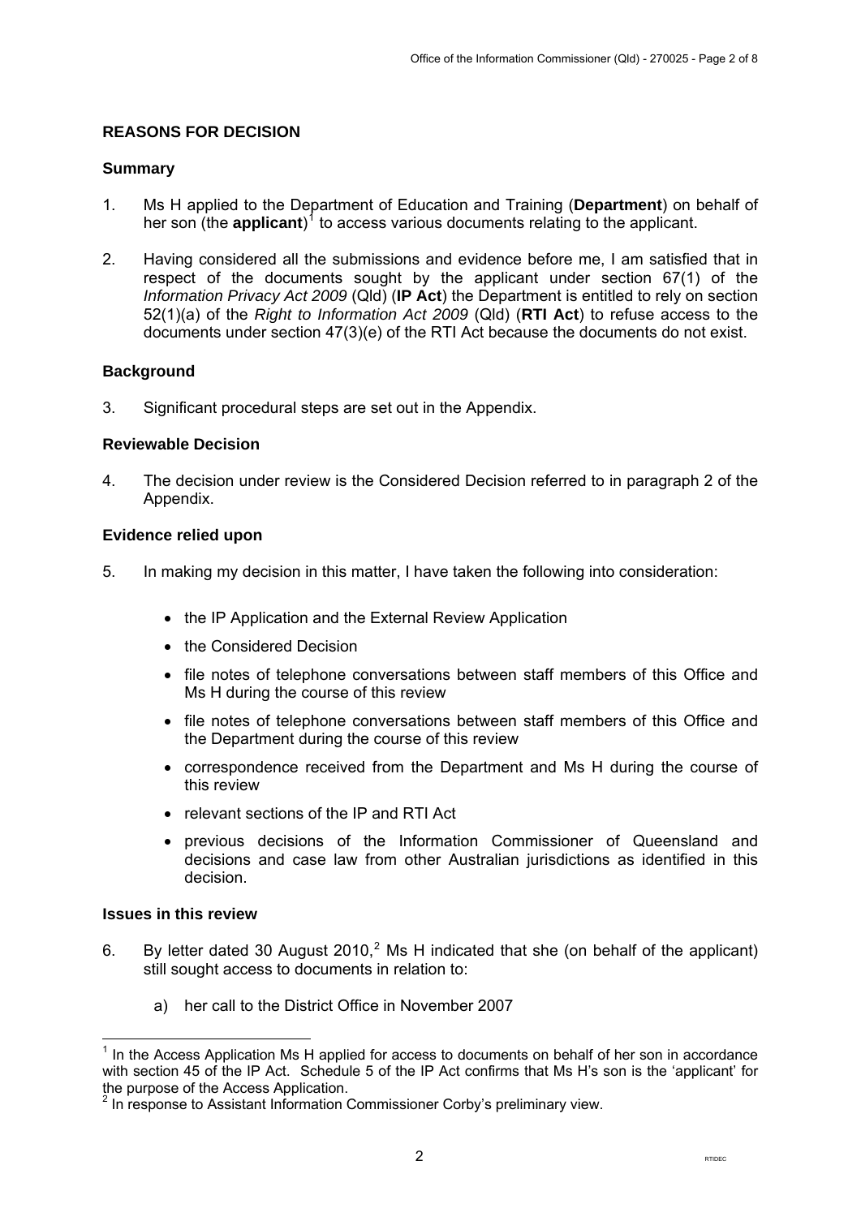## REASONS FOR DECISION

### Summary

1. Ms H applied to the Department of Education and Training (**Department**) on behalf of her son (the **applicant**)[1] to access various documents relating to the applicant.

2. Having considered all the submissions and evidence before me, I am satisfied that in respect of the documents sought by the applicant under section 67(1) of the *Information Privacy Act 2009* (Qld) (**IP Act**) the Department is entitled to rely on section 52(1)(a) of the *Right to Information Act 2009* (Qld) (**RTI Act**) to refuse access to the documents under section 47(3)(e) of the RTI Act because the documents do not exist.

### Background

3. Significant procedural steps are set out in the Appendix.

### Reviewable Decision

4. The decision under review is the Considered Decision referred to in paragraph 2 of the Appendix.

### Evidence relied upon

5. In making my decision in this matter, I have taken the following into consideration:

   - the IP Application and the External Review Application
   - the Considered Decision
   - file notes of telephone conversations between staff members of this Office and Ms H during the course of this review
   - file notes of telephone conversations between staff members of this Office and the Department during the course of this review
   - correspondence received from the Department and Ms H during the course of this review
   - relevant sections of the IP and RTI Act
   - previous decisions of the Information Commissioner of Queensland and decisions and case law from other Australian jurisdictions as identified in this decision.

### Issues in this review

6. By letter dated 30 August 2010,[2] Ms H indicated that she (on behalf of the applicant) still sought access to documents in relation to:

   a) her call to the District Office in November 2007

---

[1] In the Access Application Ms H applied for access to documents on behalf of her son in accordance with section 45 of the IP Act. Schedule 5 of the IP Act confirms that Ms H's son is the 'applicant' for the purpose of the Access Application.

[2] In response to Assistant Information Commissioner Corby's preliminary view.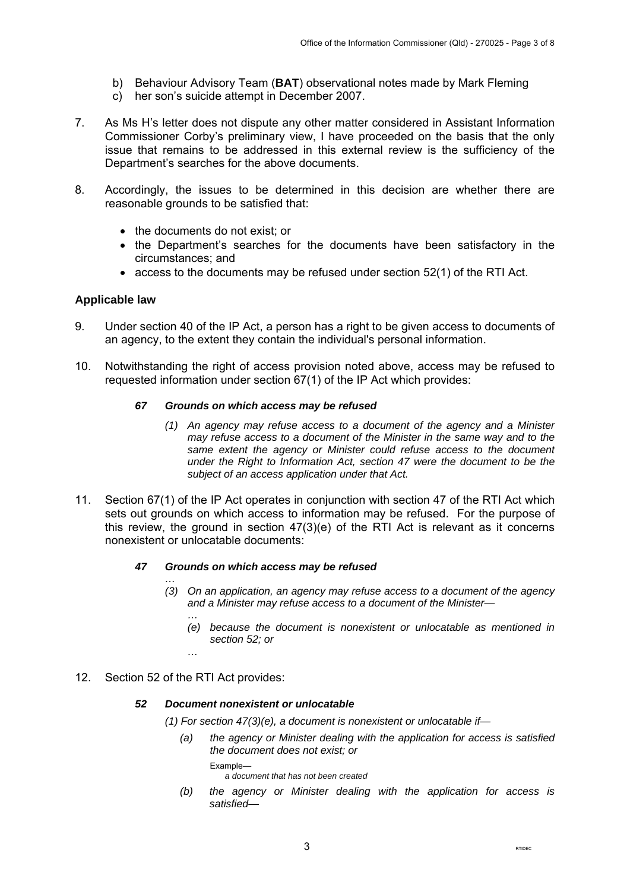b) Behaviour Advisory Team (**BAT**) observational notes made by Mark Fleming
c) her son's suicide attempt in December 2007.

7. As Ms H's letter does not dispute any other matter considered in Assistant Information Commissioner Corby's preliminary view, I have proceeded on the basis that the only issue that remains to be addressed in this external review is the sufficiency of the Department's searches for the above documents.

8. Accordingly, the issues to be determined in this decision are whether there are reasonable grounds to be satisfied that:

   - the documents do not exist; or
   - the Department's searches for the documents have been satisfactory in the circumstances; and
   - access to the documents may be refused under section 52(1) of the RTI Act.

## Applicable law

9. Under section 40 of the IP Act, a person has a right to be given access to documents of an agency, to the extent they contain the individual's personal information.

10. Notwithstanding the right of access provision noted above, access may be refused to requested information under section 67(1) of the IP Act which provides:

    ***67 Grounds on which access may be refused***

    *(1) An agency may refuse access to a document of the agency and a Minister may refuse access to a document of the Minister in the same way and to the same extent the agency or Minister could refuse access to the document under the Right to Information Act, section 47 were the document to be the subject of an access application under that Act.*

11. Section 67(1) of the IP Act operates in conjunction with section 47 of the RTI Act which sets out grounds on which access to information may be refused. For the purpose of this review, the ground in section 47(3)(e) of the RTI Act is relevant as it concerns nonexistent or unlocatable documents:

    ***47 Grounds on which access may be refused***

    *…*

    *(3) On an application, an agency may refuse access to a document of the agency and a Minister may refuse access to a document of the Minister—*

    *…*

    *(e) because the document is nonexistent or unlocatable as mentioned in section 52; or*

    *…*

12. Section 52 of the RTI Act provides:

    ***52 Document nonexistent or unlocatable***

    *(1) For section 47(3)(e), a document is nonexistent or unlocatable if—*

    *(a) the agency or Minister dealing with the application for access is satisfied the document does not exist; or*

    Example—
    *a document that has not been created*

    *(b) the agency or Minister dealing with the application for access is satisfied—*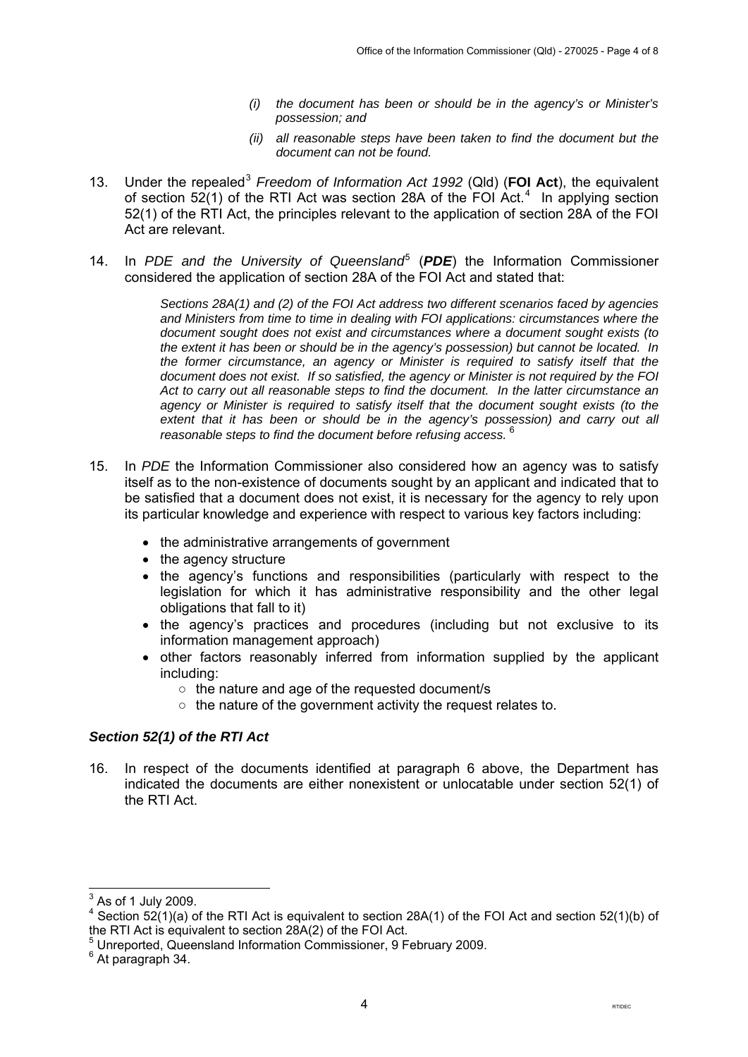> *(i) the document has been or should be in the agency's or Minister's possession; and*
>
> *(ii) all reasonable steps have been taken to find the document but the document can not be found.*

13. Under the repealed[3] *Freedom of Information Act 1992* (Qld) (**FOI Act**), the equivalent of section 52(1) of the RTI Act was section 28A of the FOI Act.[4] In applying section 52(1) of the RTI Act, the principles relevant to the application of section 28A of the FOI Act are relevant.

14. In *PDE and the University of Queensland*[5] (***PDE***) the Information Commissioner considered the application of section 28A of the FOI Act and stated that:

> *Sections 28A(1) and (2) of the FOI Act address two different scenarios faced by agencies and Ministers from time to time in dealing with FOI applications: circumstances where the document sought does not exist and circumstances where a document sought exists (to the extent it has been or should be in the agency's possession) but cannot be located. In the former circumstance, an agency or Minister is required to satisfy itself that the document does not exist. If so satisfied, the agency or Minister is not required by the FOI Act to carry out all reasonable steps to find the document. In the latter circumstance an agency or Minister is required to satisfy itself that the document sought exists (to the extent that it has been or should be in the agency's possession) and carry out all reasonable steps to find the document before refusing access.* [6]

15. In *PDE* the Information Commissioner also considered how an agency was to satisfy itself as to the non-existence of documents sought by an applicant and indicated that to be satisfied that a document does not exist, it is necessary for the agency to rely upon its particular knowledge and experience with respect to various key factors including:

    - the administrative arrangements of government
    - the agency structure
    - the agency's functions and responsibilities (particularly with respect to the legislation for which it has administrative responsibility and the other legal obligations that fall to it)
    - the agency's practices and procedures (including but not exclusive to its information management approach)
    - other factors reasonably inferred from information supplied by the applicant including:
        - the nature and age of the requested document/s
        - the nature of the government activity the request relates to.

### *Section 52(1) of the RTI Act*

16. In respect of the documents identified at paragraph 6 above, the Department has indicated the documents are either nonexistent or unlocatable under section 52(1) of the RTI Act.

---

[3] As of 1 July 2009.

[4] Section 52(1)(a) of the RTI Act is equivalent to section 28A(1) of the FOI Act and section 52(1)(b) of the RTI Act is equivalent to section 28A(2) of the FOI Act.

[5] Unreported, Queensland Information Commissioner, 9 February 2009.

[6] At paragraph 34.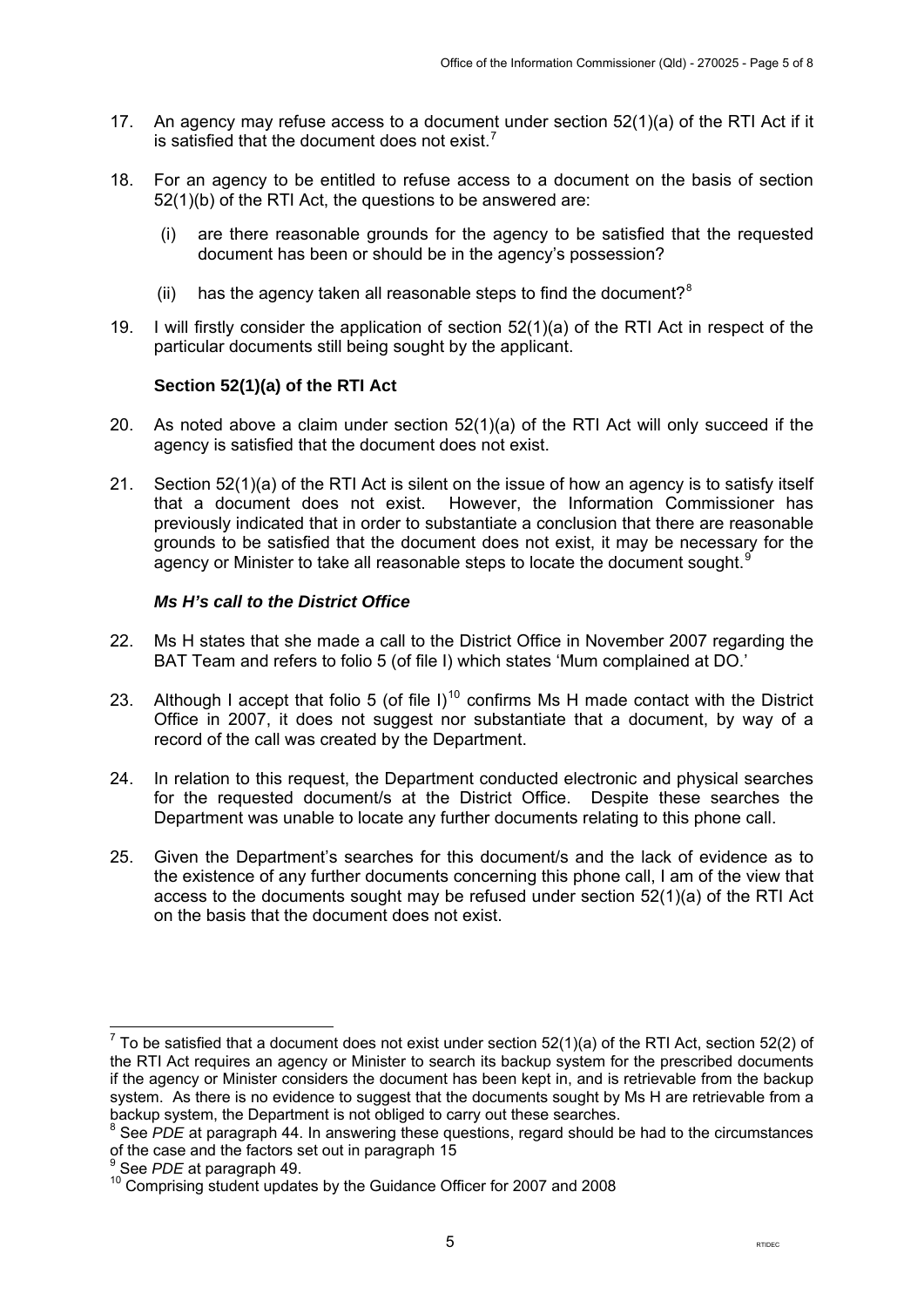17. An agency may refuse access to a document under section 52(1)(a) of the RTI Act if it is satisfied that the document does not exist.[7]

18. For an agency to be entitled to refuse access to a document on the basis of section 52(1)(b) of the RTI Act, the questions to be answered are:

    (i) are there reasonable grounds for the agency to be satisfied that the requested document has been or should be in the agency's possession?

    (ii) has the agency taken all reasonable steps to find the document?[8]

19. I will firstly consider the application of section 52(1)(a) of the RTI Act in respect of the particular documents still being sought by the applicant.

### Section 52(1)(a) of the RTI Act

20. As noted above a claim under section 52(1)(a) of the RTI Act will only succeed if the agency is satisfied that the document does not exist.

21. Section 52(1)(a) of the RTI Act is silent on the issue of how an agency is to satisfy itself that a document does not exist. However, the Information Commissioner has previously indicated that in order to substantiate a conclusion that there are reasonable grounds to be satisfied that the document does not exist, it may be necessary for the agency or Minister to take all reasonable steps to locate the document sought.[9]

#### *Ms H's call to the District Office*

22. Ms H states that she made a call to the District Office in November 2007 regarding the BAT Team and refers to folio 5 (of file I) which states 'Mum complained at DO.'

23. Although I accept that folio 5 (of file I)[10] confirms Ms H made contact with the District Office in 2007, it does not suggest nor substantiate that a document, by way of a record of the call was created by the Department.

24. In relation to this request, the Department conducted electronic and physical searches for the requested document/s at the District Office. Despite these searches the Department was unable to locate any further documents relating to this phone call.

25. Given the Department's searches for this document/s and the lack of evidence as to the existence of any further documents concerning this phone call, I am of the view that access to the documents sought may be refused under section 52(1)(a) of the RTI Act on the basis that the document does not exist.

---

[7] To be satisfied that a document does not exist under section 52(1)(a) of the RTI Act, section 52(2) of the RTI Act requires an agency or Minister to search its backup system for the prescribed documents if the agency or Minister considers the document has been kept in, and is retrievable from the backup system. As there is no evidence to suggest that the documents sought by Ms H are retrievable from a backup system, the Department is not obliged to carry out these searches.

[8] See *PDE* at paragraph 44. In answering these questions, regard should be had to the circumstances of the case and the factors set out in paragraph 15

[9] See *PDE* at paragraph 49.

[10] Comprising student updates by the Guidance Officer for 2007 and 2008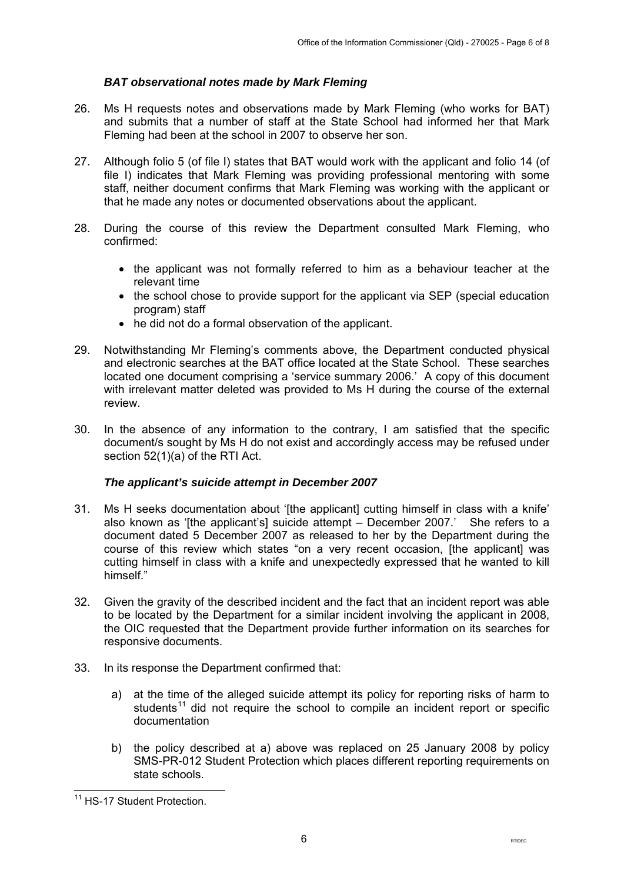### *BAT observational notes made by Mark Fleming*

26. Ms H requests notes and observations made by Mark Fleming (who works for BAT) and submits that a number of staff at the State School had informed her that Mark Fleming had been at the school in 2007 to observe her son.

27. Although folio 5 (of file I) states that BAT would work with the applicant and folio 14 (of file I) indicates that Mark Fleming was providing professional mentoring with some staff, neither document confirms that Mark Fleming was working with the applicant or that he made any notes or documented observations about the applicant.

28. During the course of this review the Department consulted Mark Fleming, who confirmed:

   - the applicant was not formally referred to him as a behaviour teacher at the relevant time
   - the school chose to provide support for the applicant via SEP (special education program) staff
   - he did not do a formal observation of the applicant.

29. Notwithstanding Mr Fleming's comments above, the Department conducted physical and electronic searches at the BAT office located at the State School. These searches located one document comprising a 'service summary 2006.' A copy of this document with irrelevant matter deleted was provided to Ms H during the course of the external review.

30. In the absence of any information to the contrary, I am satisfied that the specific document/s sought by Ms H do not exist and accordingly access may be refused under section 52(1)(a) of the RTI Act.

### *The applicant's suicide attempt in December 2007*

31. Ms H seeks documentation about '[the applicant] cutting himself in class with a knife' also known as '[the applicant's] suicide attempt – December 2007.' She refers to a document dated 5 December 2007 as released to her by the Department during the course of this review which states "on a very recent occasion, [the applicant] was cutting himself in class with a knife and unexpectedly expressed that he wanted to kill himself."

32. Given the gravity of the described incident and the fact that an incident report was able to be located by the Department for a similar incident involving the applicant in 2008, the OIC requested that the Department provide further information on its searches for responsive documents.

33. In its response the Department confirmed that:

   a) at the time of the alleged suicide attempt its policy for reporting risks of harm to students[11] did not require the school to compile an incident report or specific documentation

   b) the policy described at a) above was replaced on 25 January 2008 by policy SMS-PR-012 Student Protection which places different reporting requirements on state schools.

---

[11] HS-17 Student Protection.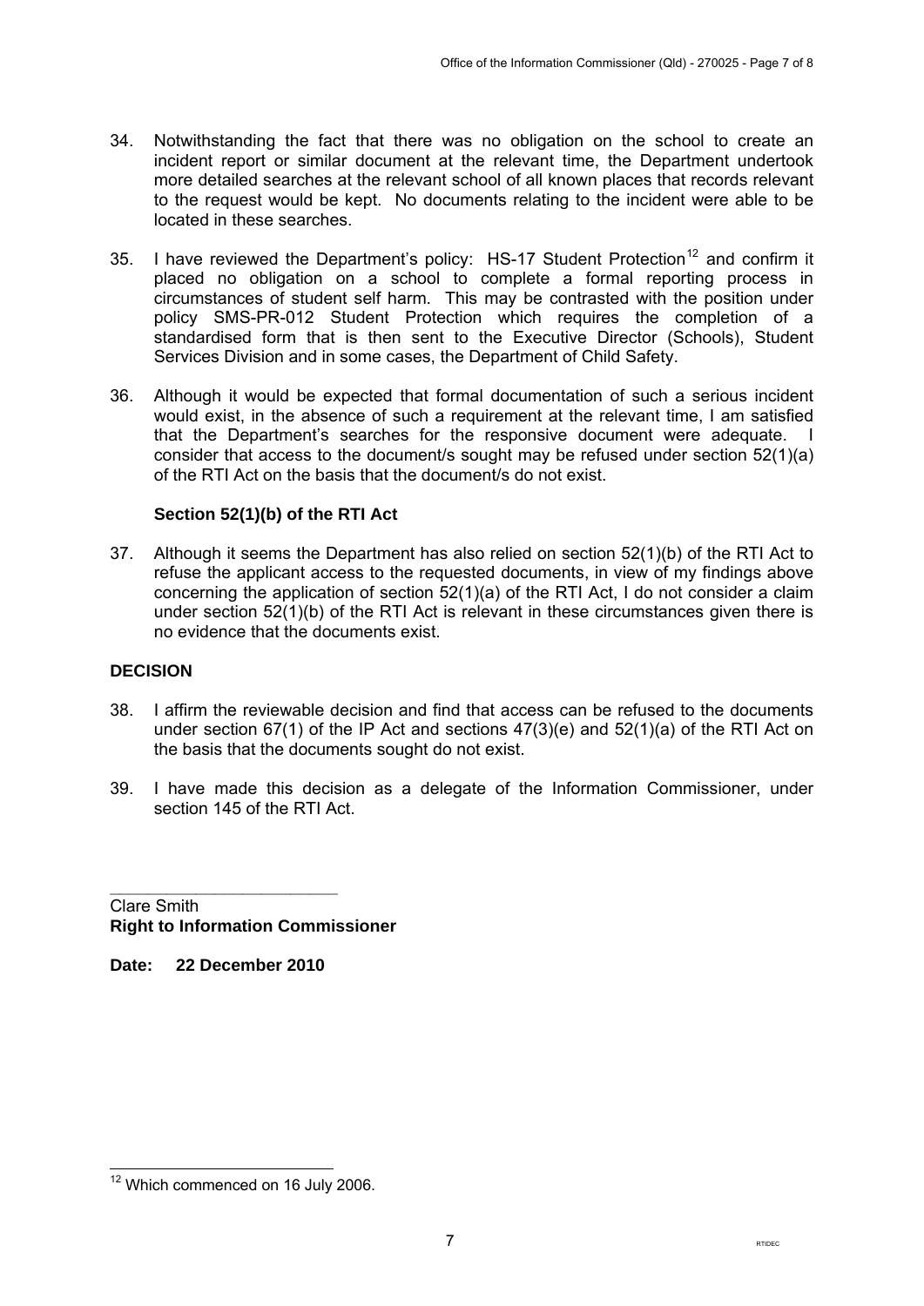34. Notwithstanding the fact that there was no obligation on the school to create an incident report or similar document at the relevant time, the Department undertook more detailed searches at the relevant school of all known places that records relevant to the request would be kept. No documents relating to the incident were able to be located in these searches.

35. I have reviewed the Department's policy: HS-17 Student Protection[12] and confirm it placed no obligation on a school to complete a formal reporting process in circumstances of student self harm. This may be contrasted with the position under policy SMS-PR-012 Student Protection which requires the completion of a standardised form that is then sent to the Executive Director (Schools), Student Services Division and in some cases, the Department of Child Safety.

36. Although it would be expected that formal documentation of such a serious incident would exist, in the absence of such a requirement at the relevant time, I am satisfied that the Department's searches for the responsive document were adequate. I consider that access to the document/s sought may be refused under section 52(1)(a) of the RTI Act on the basis that the document/s do not exist.

### Section 52(1)(b) of the RTI Act

37. Although it seems the Department has also relied on section 52(1)(b) of the RTI Act to refuse the applicant access to the requested documents, in view of my findings above concerning the application of section 52(1)(a) of the RTI Act, I do not consider a claim under section 52(1)(b) of the RTI Act is relevant in these circumstances given there is no evidence that the documents exist.

## DECISION

38. I affirm the reviewable decision and find that access can be refused to the documents under section 67(1) of the IP Act and sections 47(3)(e) and 52(1)(a) of the RTI Act on the basis that the documents sought do not exist.

39. I have made this decision as a delegate of the Information Commissioner, under section 145 of the RTI Act.

________________________

Clare Smith
**Right to Information Commissioner**

**Date: 22 December 2010**

---

[12] Which commenced on 16 July 2006.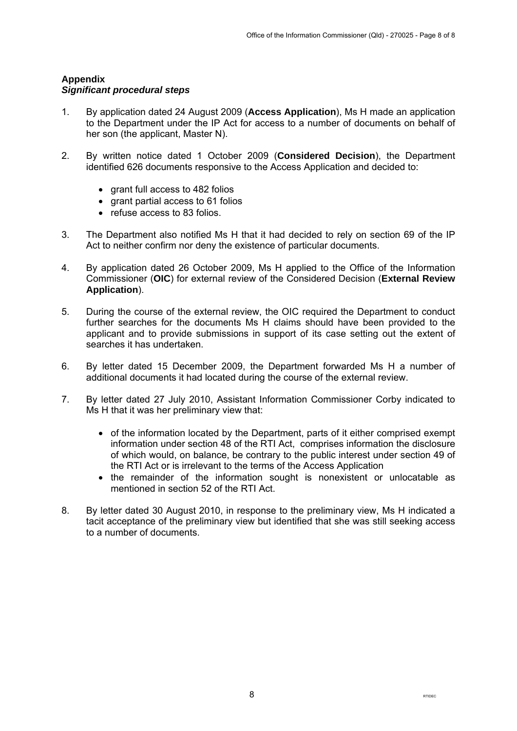**Appendix**
***Significant procedural steps***

1. By application dated 24 August 2009 (**Access Application**), Ms H made an application to the Department under the IP Act for access to a number of documents on behalf of her son (the applicant, Master N).

2. By written notice dated 1 October 2009 (**Considered Decision**), the Department identified 626 documents responsive to the Access Application and decided to:

   - grant full access to 482 folios
   - grant partial access to 61 folios
   - refuse access to 83 folios.

3. The Department also notified Ms H that it had decided to rely on section 69 of the IP Act to neither confirm nor deny the existence of particular documents.

4. By application dated 26 October 2009, Ms H applied to the Office of the Information Commissioner (**OIC**) for external review of the Considered Decision (**External Review Application**).

5. During the course of the external review, the OIC required the Department to conduct further searches for the documents Ms H claims should have been provided to the applicant and to provide submissions in support of its case setting out the extent of searches it has undertaken.

6. By letter dated 15 December 2009, the Department forwarded Ms H a number of additional documents it had located during the course of the external review.

7. By letter dated 27 July 2010, Assistant Information Commissioner Corby indicated to Ms H that it was her preliminary view that:

   - of the information located by the Department, parts of it either comprised exempt information under section 48 of the RTI Act, comprises information the disclosure of which would, on balance, be contrary to the public interest under section 49 of the RTI Act or is irrelevant to the terms of the Access Application
   - the remainder of the information sought is nonexistent or unlocatable as mentioned in section 52 of the RTI Act.

8. By letter dated 30 August 2010, in response to the preliminary view, Ms H indicated a tacit acceptance of the preliminary view but identified that she was still seeking access to a number of documents.